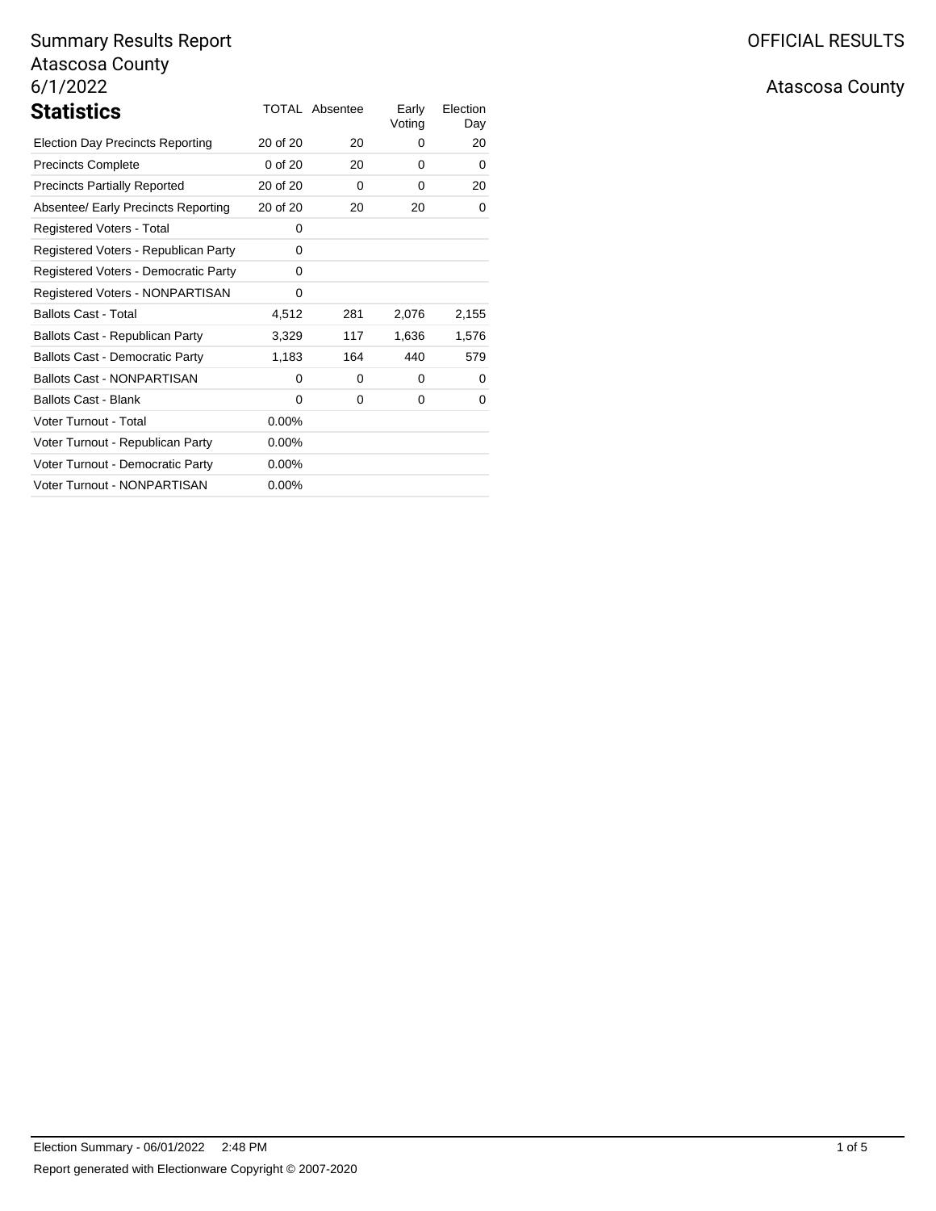Summary Results Report
Atascosa County
6/1/2022

OFFICIAL RESULTS

Atascosa County

## Statistics

| | TOTAL | Absentee | Early Voting | Election Day |
|---|---|---|---|---|
| Election Day Precincts Reporting | 20 of 20 | 20 | 0 | 20 |
| Precincts Complete | 0 of 20 | 20 | 0 | 0 |
| Precincts Partially Reported | 20 of 20 | 0 | 0 | 20 |
| Absentee/ Early Precincts Reporting | 20 of 20 | 20 | 20 | 0 |
| Registered Voters - Total | 0 | | | |
| Registered Voters - Republican Party | 0 | | | |
| Registered Voters - Democratic Party | 0 | | | |
| Registered Voters - NONPARTISAN | 0 | | | |
| Ballots Cast - Total | 4,512 | 281 | 2,076 | 2,155 |
| Ballots Cast - Republican Party | 3,329 | 117 | 1,636 | 1,576 |
| Ballots Cast - Democratic Party | 1,183 | 164 | 440 | 579 |
| Ballots Cast - NONPARTISAN | 0 | 0 | 0 | 0 |
| Ballots Cast - Blank | 0 | 0 | 0 | 0 |
| Voter Turnout - Total | 0.00% | | | |
| Voter Turnout - Republican Party | 0.00% | | | |
| Voter Turnout - Democratic Party | 0.00% | | | |
| Voter Turnout - NONPARTISAN | 0.00% | | | |

Election Summary - 06/01/2022 2:48 PM

Report generated with Electionware Copyright © 2007-2020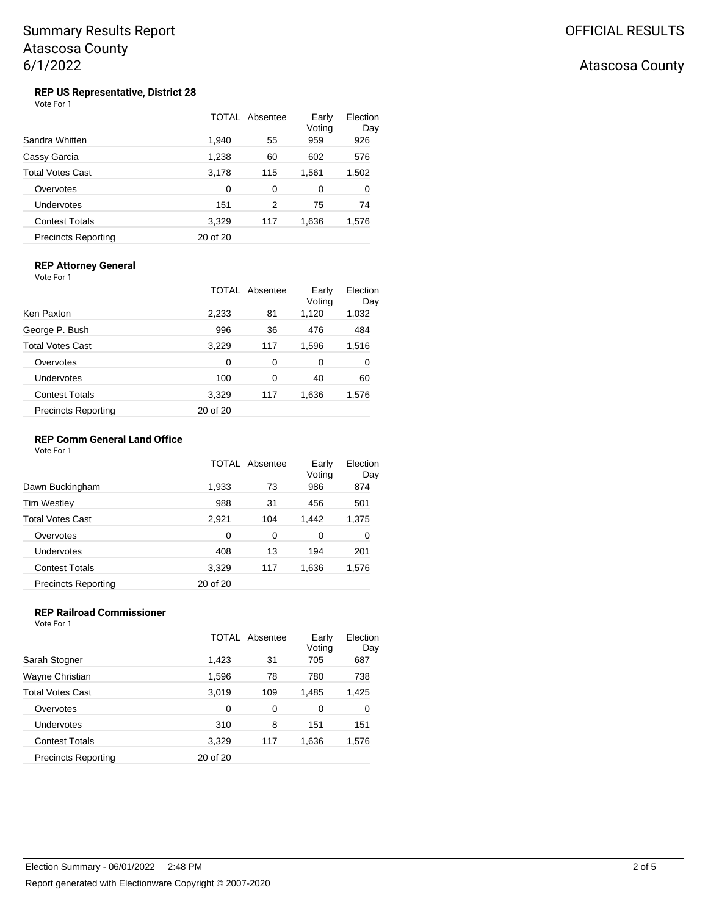# Summary Results Report
# Atascosa County
# 6/1/2022

OFFICIAL RESULTS

Atascosa County

### REP US Representative, District 28

Vote For 1

| | TOTAL | Absentee | Early Voting | Election Day |
|---|---|---|---|---|
| Sandra Whitten | 1,940 | 55 | 959 | 926 |
| Cassy Garcia | 1,238 | 60 | 602 | 576 |
| Total Votes Cast | 3,178 | 115 | 1,561 | 1,502 |
| Overvotes | 0 | 0 | 0 | 0 |
| Undervotes | 151 | 2 | 75 | 74 |
| Contest Totals | 3,329 | 117 | 1,636 | 1,576 |
| Precincts Reporting | 20 of 20 | | | |

### REP Attorney General

Vote For 1

| | TOTAL | Absentee | Early Voting | Election Day |
|---|---|---|---|---|
| Ken Paxton | 2,233 | 81 | 1,120 | 1,032 |
| George P. Bush | 996 | 36 | 476 | 484 |
| Total Votes Cast | 3,229 | 117 | 1,596 | 1,516 |
| Overvotes | 0 | 0 | 0 | 0 |
| Undervotes | 100 | 0 | 40 | 60 |
| Contest Totals | 3,329 | 117 | 1,636 | 1,576 |
| Precincts Reporting | 20 of 20 | | | |

### REP Comm General Land Office

Vote For 1

| | TOTAL | Absentee | Early Voting | Election Day |
|---|---|---|---|---|
| Dawn Buckingham | 1,933 | 73 | 986 | 874 |
| Tim Westley | 988 | 31 | 456 | 501 |
| Total Votes Cast | 2,921 | 104 | 1,442 | 1,375 |
| Overvotes | 0 | 0 | 0 | 0 |
| Undervotes | 408 | 13 | 194 | 201 |
| Contest Totals | 3,329 | 117 | 1,636 | 1,576 |
| Precincts Reporting | 20 of 20 | | | |

### REP Railroad Commissioner

Vote For 1

| | TOTAL | Absentee | Early Voting | Election Day |
|---|---|---|---|---|
| Sarah Stogner | 1,423 | 31 | 705 | 687 |
| Wayne Christian | 1,596 | 78 | 780 | 738 |
| Total Votes Cast | 3,019 | 109 | 1,485 | 1,425 |
| Overvotes | 0 | 0 | 0 | 0 |
| Undervotes | 310 | 8 | 151 | 151 |
| Contest Totals | 3,329 | 117 | 1,636 | 1,576 |
| Precincts Reporting | 20 of 20 | | | |

Election Summary - 06/01/2022 2:48 PM

Report generated with Electionware Copyright © 2007-2020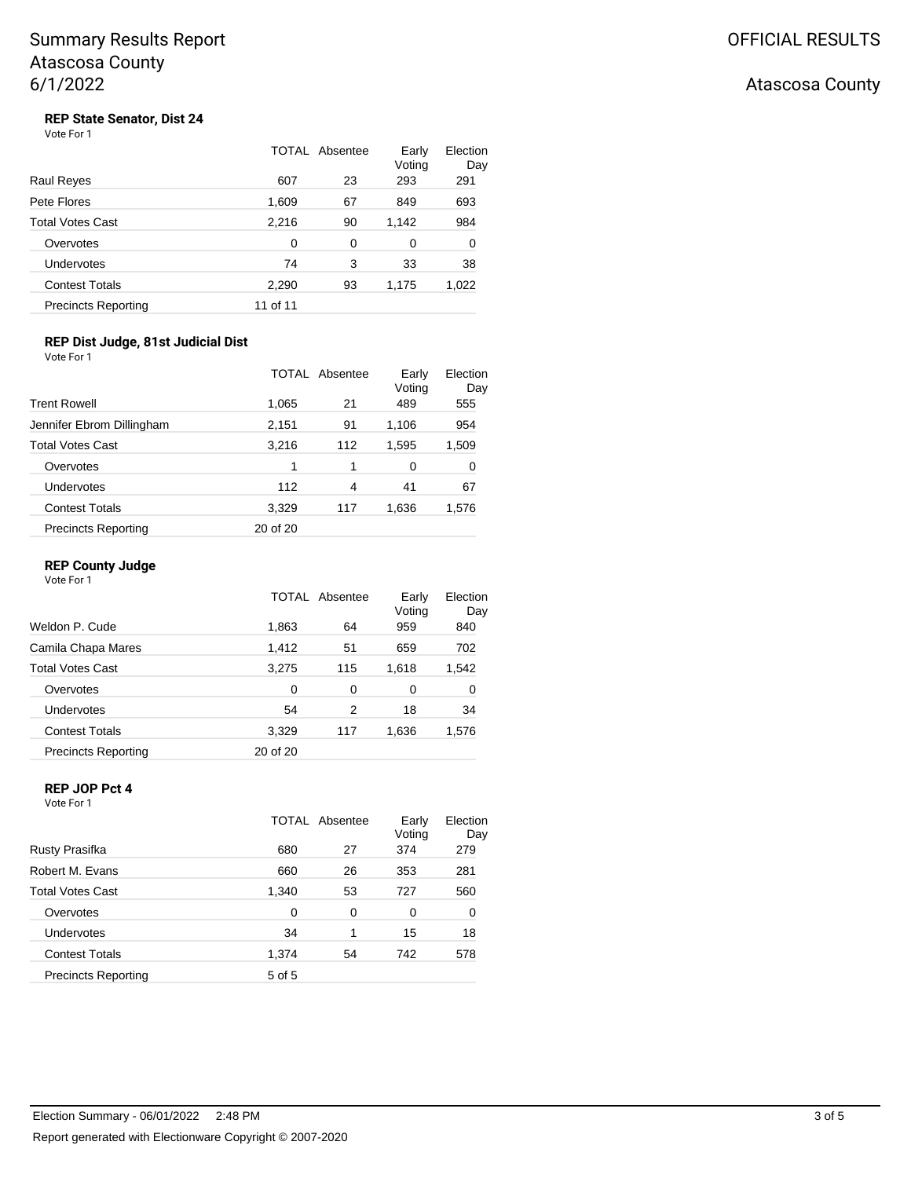# Summary Results Report
# Atascosa County
# 6/1/2022

OFFICIAL RESULTS

Atascosa County

### REP State Senator, Dist 24

Vote For 1

| | TOTAL | Absentee | Early Voting | Election Day |
|---|---|---|---|---|
| Raul Reyes | 607 | 23 | 293 | 291 |
| Pete Flores | 1,609 | 67 | 849 | 693 |
| Total Votes Cast | 2,216 | 90 | 1,142 | 984 |
| Overvotes | 0 | 0 | 0 | 0 |
| Undervotes | 74 | 3 | 33 | 38 |
| Contest Totals | 2,290 | 93 | 1,175 | 1,022 |
| Precincts Reporting | 11 of 11 | | | |

### REP Dist Judge, 81st Judicial Dist

Vote For 1

| | TOTAL | Absentee | Early Voting | Election Day |
|---|---|---|---|---|
| Trent Rowell | 1,065 | 21 | 489 | 555 |
| Jennifer Ebrom Dillingham | 2,151 | 91 | 1,106 | 954 |
| Total Votes Cast | 3,216 | 112 | 1,595 | 1,509 |
| Overvotes | 1 | 1 | 0 | 0 |
| Undervotes | 112 | 4 | 41 | 67 |
| Contest Totals | 3,329 | 117 | 1,636 | 1,576 |
| Precincts Reporting | 20 of 20 | | | |

### REP County Judge

Vote For 1

| | TOTAL | Absentee | Early Voting | Election Day |
|---|---|---|---|---|
| Weldon P. Cude | 1,863 | 64 | 959 | 840 |
| Camila Chapa Mares | 1,412 | 51 | 659 | 702 |
| Total Votes Cast | 3,275 | 115 | 1,618 | 1,542 |
| Overvotes | 0 | 0 | 0 | 0 |
| Undervotes | 54 | 2 | 18 | 34 |
| Contest Totals | 3,329 | 117 | 1,636 | 1,576 |
| Precincts Reporting | 20 of 20 | | | |

### REP JOP Pct 4

Vote For 1

| | TOTAL | Absentee | Early Voting | Election Day |
|---|---|---|---|---|
| Rusty Prasifka | 680 | 27 | 374 | 279 |
| Robert M. Evans | 660 | 26 | 353 | 281 |
| Total Votes Cast | 1,340 | 53 | 727 | 560 |
| Overvotes | 0 | 0 | 0 | 0 |
| Undervotes | 34 | 1 | 15 | 18 |
| Contest Totals | 1,374 | 54 | 742 | 578 |
| Precincts Reporting | 5 of 5 | | | |

Election Summary - 06/01/2022 2:48 PM

Report generated with Electionware Copyright © 2007-2020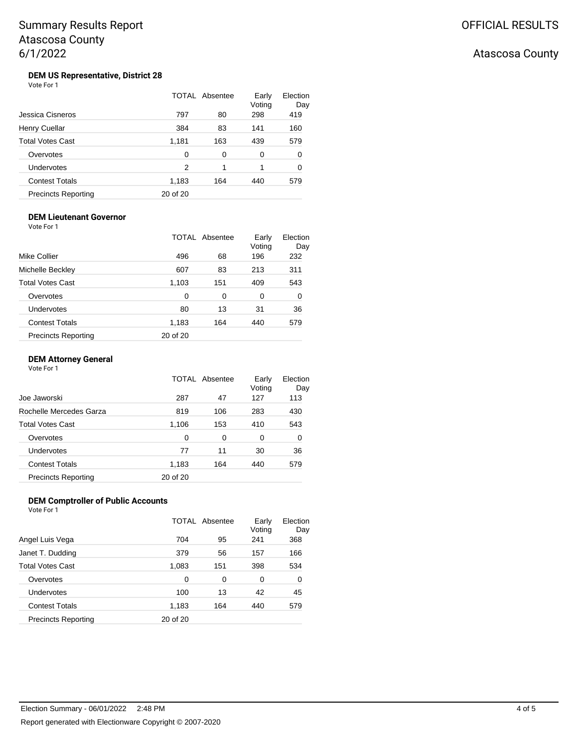# Summary Results Report
# Atascosa County
# 6/1/2022

OFFICIAL RESULTS

Atascosa County

### DEM US Representative, District 28

Vote For 1

| | TOTAL | Absentee | Early Voting | Election Day |
|---|---|---|---|---|
| Jessica Cisneros | 797 | 80 | 298 | 419 |
| Henry Cuellar | 384 | 83 | 141 | 160 |
| Total Votes Cast | 1,181 | 163 | 439 | 579 |
| Overvotes | 0 | 0 | 0 | 0 |
| Undervotes | 2 | 1 | 1 | 0 |
| Contest Totals | 1,183 | 164 | 440 | 579 |
| Precincts Reporting | 20 of 20 | | | |

### DEM Lieutenant Governor

Vote For 1

| | TOTAL | Absentee | Early Voting | Election Day |
|---|---|---|---|---|
| Mike Collier | 496 | 68 | 196 | 232 |
| Michelle Beckley | 607 | 83 | 213 | 311 |
| Total Votes Cast | 1,103 | 151 | 409 | 543 |
| Overvotes | 0 | 0 | 0 | 0 |
| Undervotes | 80 | 13 | 31 | 36 |
| Contest Totals | 1,183 | 164 | 440 | 579 |
| Precincts Reporting | 20 of 20 | | | |

### DEM Attorney General

Vote For 1

| | TOTAL | Absentee | Early Voting | Election Day |
|---|---|---|---|---|
| Joe Jaworski | 287 | 47 | 127 | 113 |
| Rochelle Mercedes Garza | 819 | 106 | 283 | 430 |
| Total Votes Cast | 1,106 | 153 | 410 | 543 |
| Overvotes | 0 | 0 | 0 | 0 |
| Undervotes | 77 | 11 | 30 | 36 |
| Contest Totals | 1,183 | 164 | 440 | 579 |
| Precincts Reporting | 20 of 20 | | | |

### DEM Comptroller of Public Accounts

Vote For 1

| | TOTAL | Absentee | Early Voting | Election Day |
|---|---|---|---|---|
| Angel Luis Vega | 704 | 95 | 241 | 368 |
| Janet T. Dudding | 379 | 56 | 157 | 166 |
| Total Votes Cast | 1,083 | 151 | 398 | 534 |
| Overvotes | 0 | 0 | 0 | 0 |
| Undervotes | 100 | 13 | 42 | 45 |
| Contest Totals | 1,183 | 164 | 440 | 579 |
| Precincts Reporting | 20 of 20 | | | |

Election Summary - 06/01/2022 2:48 PM

Report generated with Electionware Copyright © 2007-2020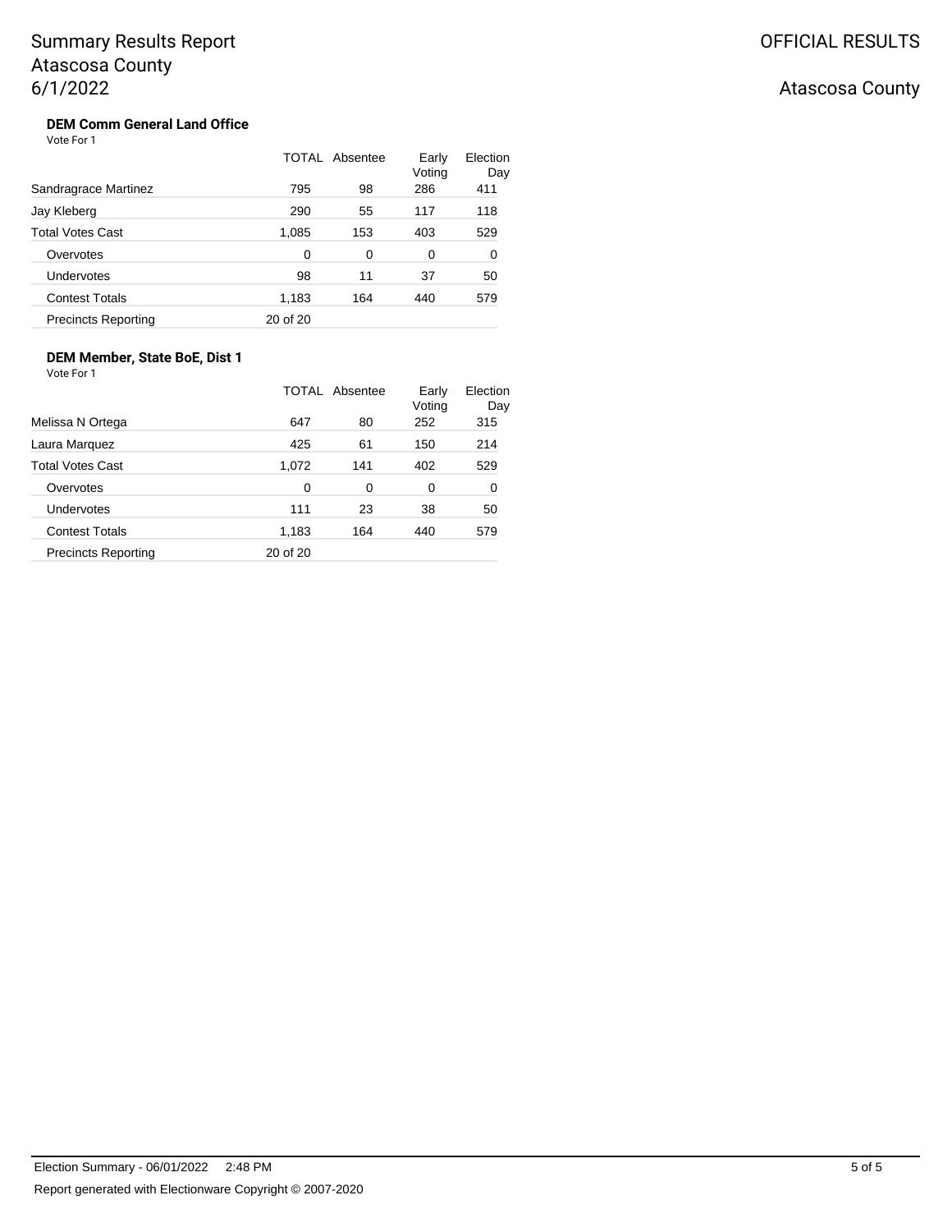# Summary Results Report
# Atascosa County
# 6/1/2022

OFFICIAL RESULTS

Atascosa County

### DEM Comm General Land Office

Vote For 1

| | TOTAL | Absentee | Early Voting | Election Day |
|---|---|---|---|---|
| Sandragrace Martinez | 795 | 98 | 286 | 411 |
| Jay Kleberg | 290 | 55 | 117 | 118 |
| Total Votes Cast | 1,085 | 153 | 403 | 529 |
| Overvotes | 0 | 0 | 0 | 0 |
| Undervotes | 98 | 11 | 37 | 50 |
| Contest Totals | 1,183 | 164 | 440 | 579 |
| Precincts Reporting | 20 of 20 | | | |

### DEM Member, State BoE, Dist 1

Vote For 1

| | TOTAL | Absentee | Early Voting | Election Day |
|---|---|---|---|---|
| Melissa N Ortega | 647 | 80 | 252 | 315 |
| Laura Marquez | 425 | 61 | 150 | 214 |
| Total Votes Cast | 1,072 | 141 | 402 | 529 |
| Overvotes | 0 | 0 | 0 | 0 |
| Undervotes | 111 | 23 | 38 | 50 |
| Contest Totals | 1,183 | 164 | 440 | 579 |
| Precincts Reporting | 20 of 20 | | | |

Election Summary - 06/01/2022 2:48 PM

Report generated with Electionware Copyright © 2007-2020